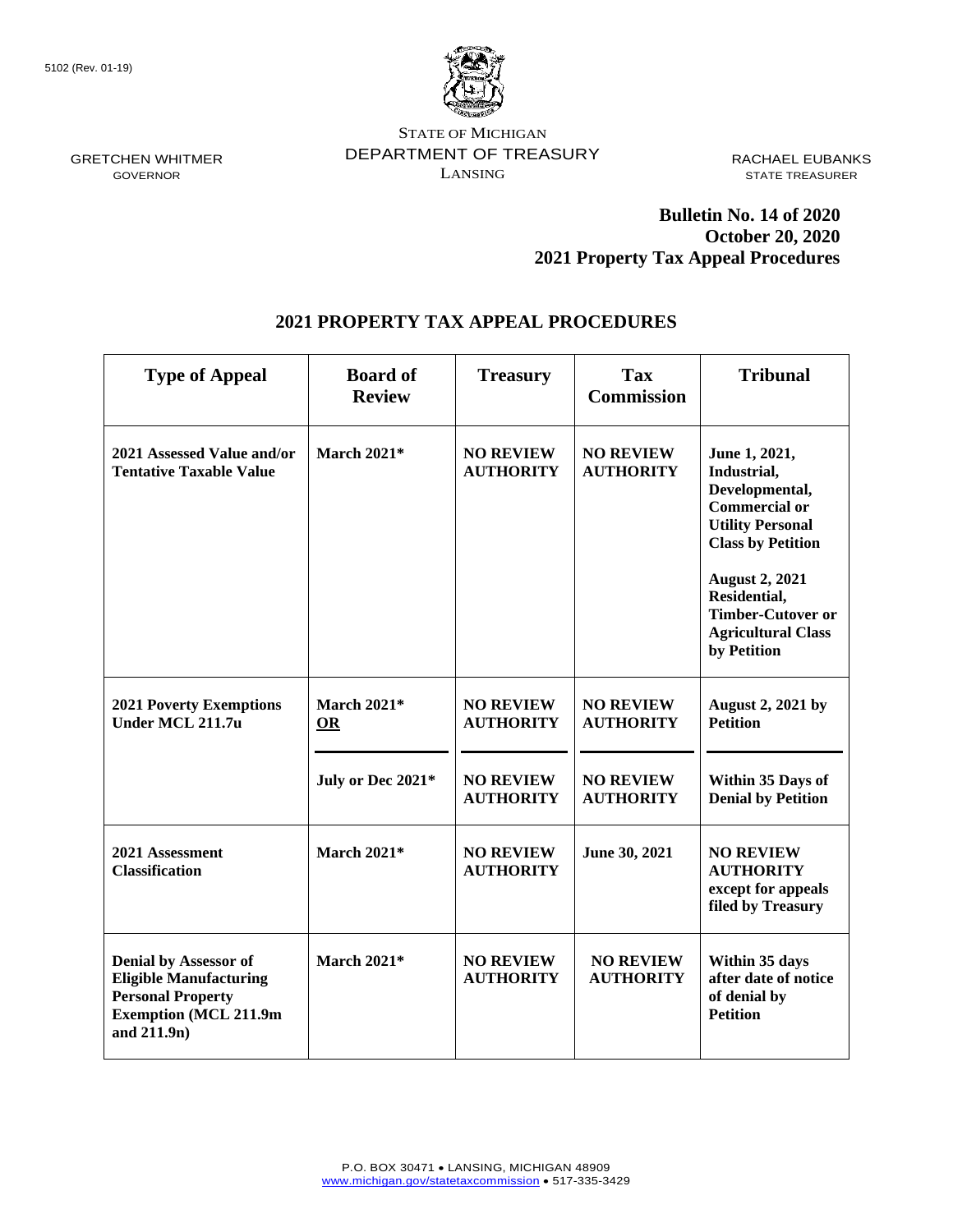5102 (Rev. 01-19)

STATE OF MICHIGAN
DEPARTMENT OF TREASURY
LANSING

GRETCHEN WHITMER
GOVERNOR

RACHAEL EUBANKS
STATE TREASURER

**Bulletin No. 14 of 2020**
**October 20, 2020**
**2021 Property Tax Appeal Procedures**

## 2021 PROPERTY TAX APPEAL PROCEDURES

| Type of Appeal | Board of Review | Treasury | Tax Commission | Tribunal |
|---|---|---|---|---|
| **2021 Assessed Value and/or Tentative Taxable Value** | **March 2021*** | **NO REVIEW AUTHORITY** | **NO REVIEW AUTHORITY** | **June 1, 2021, Industrial, Developmental, Commercial or Utility Personal Class by Petition**<br><br>**August 2, 2021 Residential, Timber-Cutover or Agricultural Class by Petition** |
| **2021 Poverty Exemptions Under MCL 211.7u** | **March 2021*** **OR** | **NO REVIEW AUTHORITY** | **NO REVIEW AUTHORITY** | **August 2, 2021 by Petition** |
| | **July or Dec 2021*** | **NO REVIEW AUTHORITY** | **NO REVIEW AUTHORITY** | **Within 35 Days of Denial by Petition** |
| **2021 Assessment Classification** | **March 2021*** | **NO REVIEW AUTHORITY** | **June 30, 2021** | **NO REVIEW AUTHORITY except for appeals filed by Treasury** |
| **Denial by Assessor of Eligible Manufacturing Personal Property Exemption (MCL 211.9m and 211.9n)** | **March 2021*** | **NO REVIEW AUTHORITY** | **NO REVIEW AUTHORITY** | **Within 35 days after date of notice of denial by Petition** |

P.O. BOX 30471 • LANSING, MICHIGAN 48909
www.michigan.gov/statetaxcommission • 517-335-3429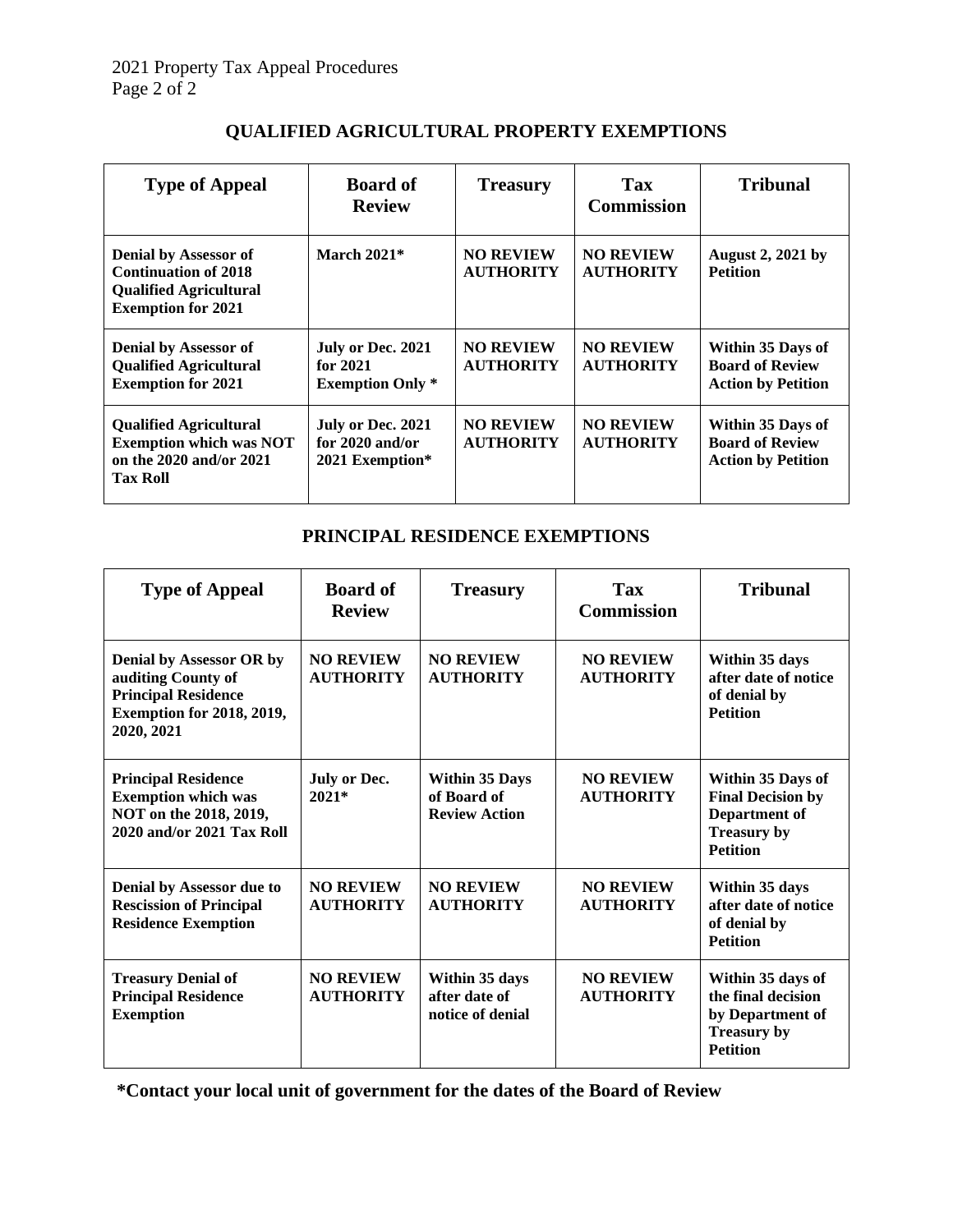## QUALIFIED AGRICULTURAL PROPERTY EXEMPTIONS

| Type of Appeal | Board of Review | Treasury | Tax Commission | Tribunal |
|---|---|---|---|---|
| **Denial by Assessor of Continuation of 2018 Qualified Agricultural Exemption for 2021** | **March 2021*** | **NO REVIEW AUTHORITY** | **NO REVIEW AUTHORITY** | **August 2, 2021 by Petition** |
| **Denial by Assessor of Qualified Agricultural Exemption for 2021** | **July or Dec. 2021 for 2021 Exemption Only *** | **NO REVIEW AUTHORITY** | **NO REVIEW AUTHORITY** | **Within 35 Days of Board of Review Action by Petition** |
| **Qualified Agricultural Exemption which was NOT on the 2020 and/or 2021 Tax Roll** | **July or Dec. 2021 for 2020 and/or 2021 Exemption*** | **NO REVIEW AUTHORITY** | **NO REVIEW AUTHORITY** | **Within 35 Days of Board of Review Action by Petition** |

## PRINCIPAL RESIDENCE EXEMPTIONS

| Type of Appeal | Board of Review | Treasury | Tax Commission | Tribunal |
|---|---|---|---|---|
| **Denial by Assessor OR by auditing County of Principal Residence Exemption for 2018, 2019, 2020, 2021** | **NO REVIEW AUTHORITY** | **NO REVIEW AUTHORITY** | **NO REVIEW AUTHORITY** | **Within 35 days after date of notice of denial by Petition** |
| **Principal Residence Exemption which was NOT on the 2018, 2019, 2020 and/or 2021 Tax Roll** | **July or Dec. 2021*** | **Within 35 Days of Board of Review Action** | **NO REVIEW AUTHORITY** | **Within 35 Days of Final Decision by Department of Treasury by Petition** |
| **Denial by Assessor due to Rescission of Principal Residence Exemption** | **NO REVIEW AUTHORITY** | **NO REVIEW AUTHORITY** | **NO REVIEW AUTHORITY** | **Within 35 days after date of notice of denial by Petition** |
| **Treasury Denial of Principal Residence Exemption** | **NO REVIEW AUTHORITY** | **Within 35 days after date of notice of denial** | **NO REVIEW AUTHORITY** | **Within 35 days of the final decision by Department of Treasury by Petition** |

**\*Contact your local unit of government for the dates of the Board of Review**